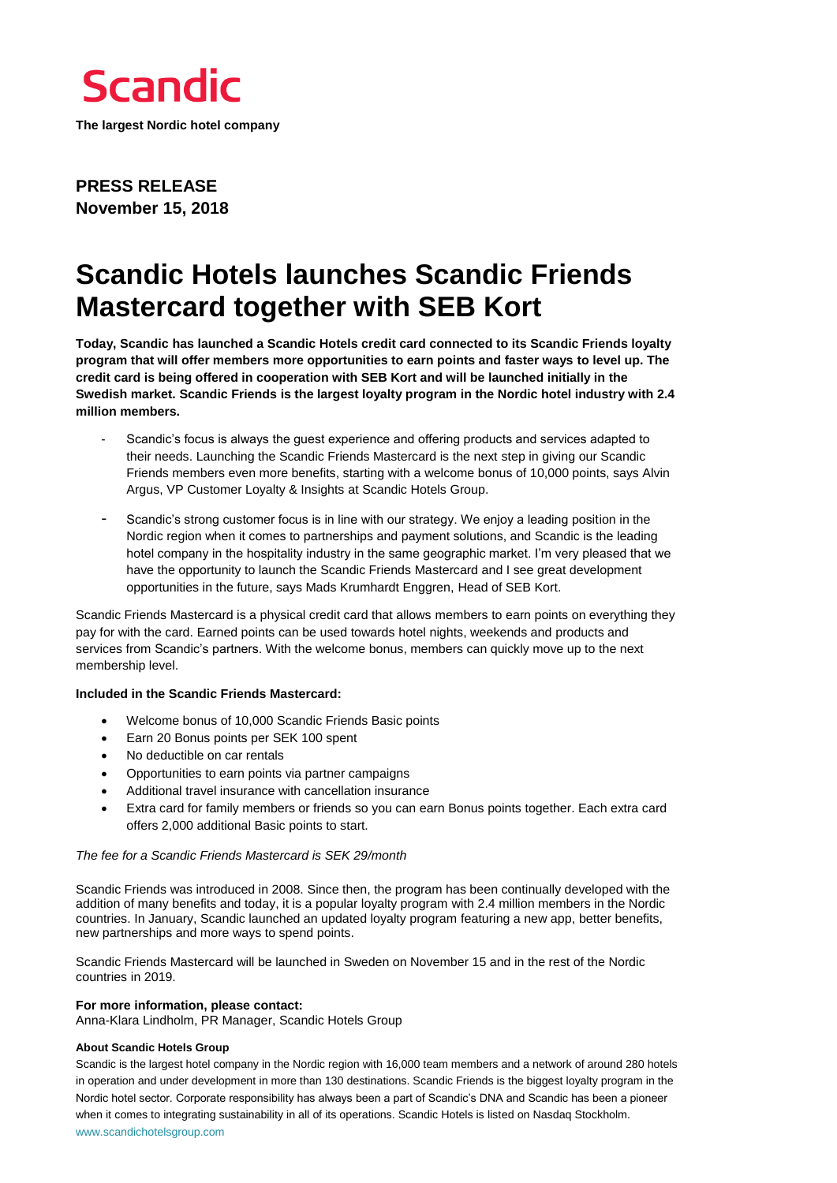Scandic

**The largest Nordic hotel company**

**PRESS RELEASE**
**November 15, 2018**

# Scandic Hotels launches Scandic Friends Mastercard together with SEB Kort

**Today, Scandic has launched a Scandic Hotels credit card connected to its Scandic Friends loyalty program that will offer members more opportunities to earn points and faster ways to level up. The credit card is being offered in cooperation with SEB Kort and will be launched initially in the Swedish market. Scandic Friends is the largest loyalty program in the Nordic hotel industry with 2.4 million members.**

- Scandic's focus is always the guest experience and offering products and services adapted to their needs. Launching the Scandic Friends Mastercard is the next step in giving our Scandic Friends members even more benefits, starting with a welcome bonus of 10,000 points, says Alvin Argus, VP Customer Loyalty & Insights at Scandic Hotels Group.

- Scandic's strong customer focus is in line with our strategy. We enjoy a leading position in the Nordic region when it comes to partnerships and payment solutions, and Scandic is the leading hotel company in the hospitality industry in the same geographic market. I'm very pleased that we have the opportunity to launch the Scandic Friends Mastercard and I see great development opportunities in the future, says Mads Krumhardt Enggren, Head of SEB Kort.

Scandic Friends Mastercard is a physical credit card that allows members to earn points on everything they pay for with the card. Earned points can be used towards hotel nights, weekends and products and services from Scandic's partners. With the welcome bonus, members can quickly move up to the next membership level.

**Included in the Scandic Friends Mastercard:**

- Welcome bonus of 10,000 Scandic Friends Basic points
- Earn 20 Bonus points per SEK 100 spent
- No deductible on car rentals
- Opportunities to earn points via partner campaigns
- Additional travel insurance with cancellation insurance
- Extra card for family members or friends so you can earn Bonus points together. Each extra card offers 2,000 additional Basic points to start.

*The fee for a Scandic Friends Mastercard is SEK 29/month*

Scandic Friends was introduced in 2008. Since then, the program has been continually developed with the addition of many benefits and today, it is a popular loyalty program with 2.4 million members in the Nordic countries. In January, Scandic launched an updated loyalty program featuring a new app, better benefits, new partnerships and more ways to spend points.

Scandic Friends Mastercard will be launched in Sweden on November 15 and in the rest of the Nordic countries in 2019.

**For more information, please contact:**
Anna-Klara Lindholm, PR Manager, Scandic Hotels Group

**About Scandic Hotels Group**

Scandic is the largest hotel company in the Nordic region with 16,000 team members and a network of around 280 hotels in operation and under development in more than 130 destinations. Scandic Friends is the biggest loyalty program in the Nordic hotel sector. Corporate responsibility has always been a part of Scandic's DNA and Scandic has been a pioneer when it comes to integrating sustainability in all of its operations. Scandic Hotels is listed on Nasdaq Stockholm.
www.scandichotelsgroup.com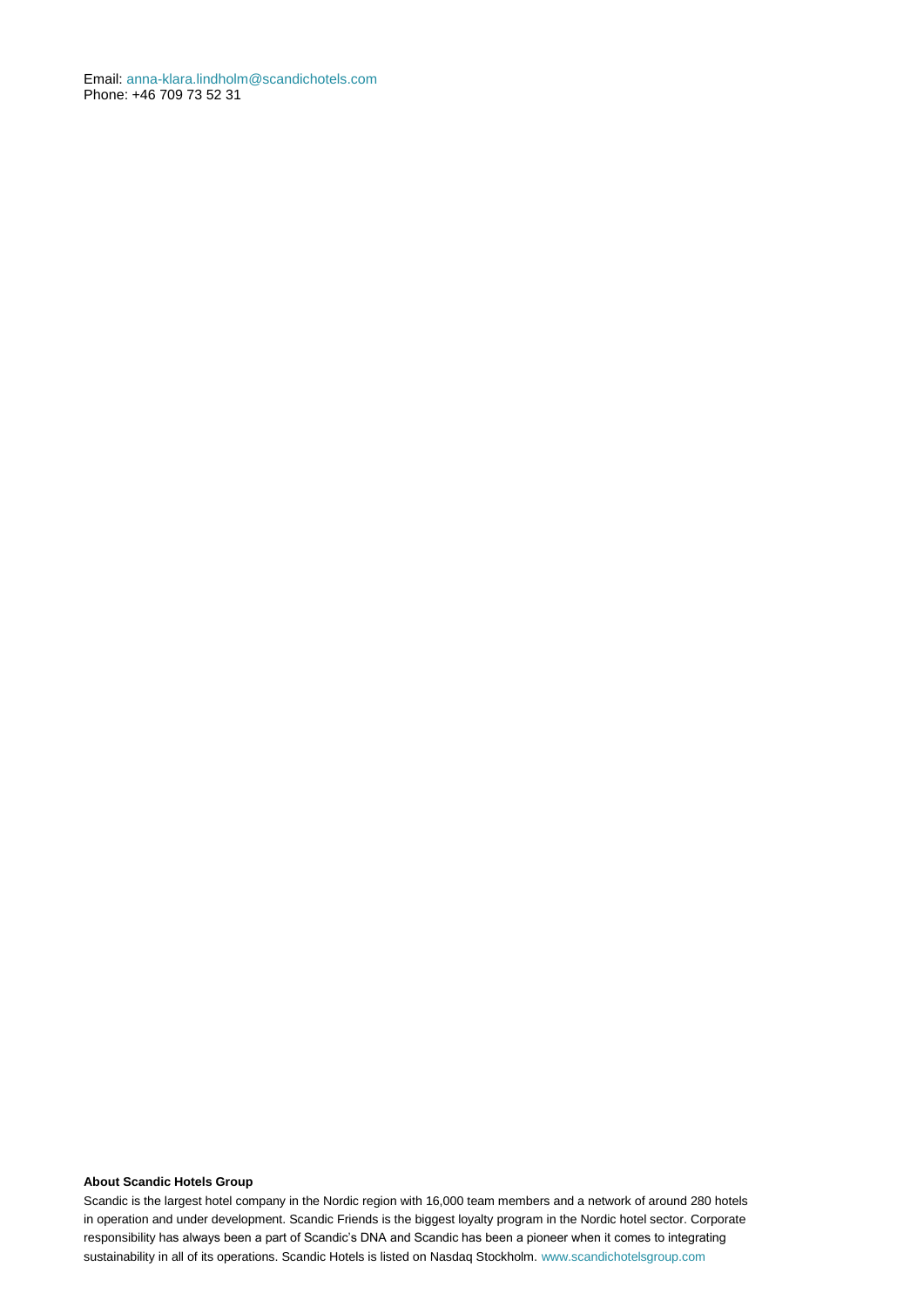Email: anna-klara.lindholm@scandichotels.com
Phone: +46 709 73 52 31

**About Scandic Hotels Group**

Scandic is the largest hotel company in the Nordic region with 16,000 team members and a network of around 280 hotels in operation and under development. Scandic Friends is the biggest loyalty program in the Nordic hotel sector. Corporate responsibility has always been a part of Scandic's DNA and Scandic has been a pioneer when it comes to integrating sustainability in all of its operations. Scandic Hotels is listed on Nasdaq Stockholm. www.scandichotelsgroup.com